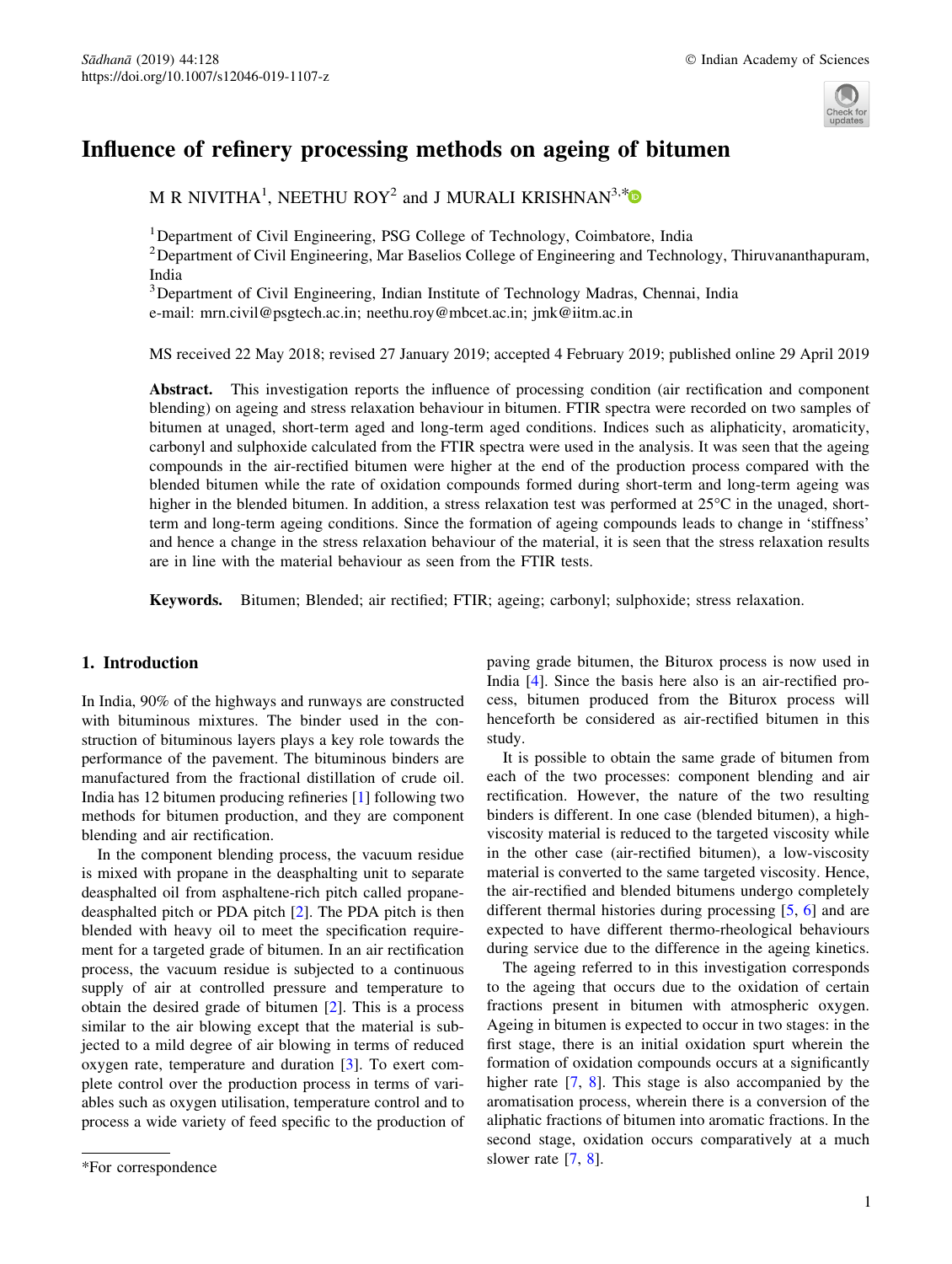# Influence of refinery processing methods on ageing of bitumen

M R NIVITHA[1], NEETHU ROY[2] and J MURALI KRISHNAN[3,*]

[1] Department of Civil Engineering, PSG College of Technology, Coimbatore, India
[2] Department of Civil Engineering, Mar Baselios College of Engineering and Technology, Thiruvananthapuram, India
[3] Department of Civil Engineering, Indian Institute of Technology Madras, Chennai, India
e-mail: mrn.civil@psgtech.ac.in; neethu.roy@mbcet.ac.in; jmk@iitm.ac.in

MS received 22 May 2018; revised 27 January 2019; accepted 4 February 2019; published online 29 April 2019

**Abstract.** This investigation reports the influence of processing condition (air rectification and component blending) on ageing and stress relaxation behaviour in bitumen. FTIR spectra were recorded on two samples of bitumen at unaged, short-term aged and long-term aged conditions. Indices such as aliphaticity, aromaticity, carbonyl and sulphoxide calculated from the FTIR spectra were used in the analysis. It was seen that the ageing compounds in the air-rectified bitumen were higher at the end of the production process compared with the blended bitumen while the rate of oxidation compounds formed during short-term and long-term ageing was higher in the blended bitumen. In addition, a stress relaxation test was performed at 25°C in the unaged, short-term and long-term ageing conditions. Since the formation of ageing compounds leads to change in 'stiffness' and hence a change in the stress relaxation behaviour of the material, it is seen that the stress relaxation results are in line with the material behaviour as seen from the FTIR tests.

**Keywords.** Bitumen; Blended; air rectified; FTIR; ageing; carbonyl; sulphoxide; stress relaxation.

## 1. Introduction

In India, 90% of the highways and runways are constructed with bituminous mixtures. The binder used in the construction of bituminous layers plays a key role towards the performance of the pavement. The bituminous binders are manufactured from the fractional distillation of crude oil. India has 12 bitumen producing refineries [1] following two methods for bitumen production, and they are component blending and air rectification.

In the component blending process, the vacuum residue is mixed with propane in the deasphalting unit to separate deasphalted oil from asphaltene-rich pitch called propane-deasphalted pitch or PDA pitch [2]. The PDA pitch is then blended with heavy oil to meet the specification requirement for a targeted grade of bitumen. In an air rectification process, the vacuum residue is subjected to a continuous supply of air at controlled pressure and temperature to obtain the desired grade of bitumen [2]. This is a process similar to the air blowing except that the material is subjected to a mild degree of air blowing in terms of reduced oxygen rate, temperature and duration [3]. To exert complete control over the production process in terms of variables such as oxygen utilisation, temperature control and to process a wide variety of feed specific to the production of paving grade bitumen, the Biturox process is now used in India [4]. Since the basis here also is an air-rectified process, bitumen produced from the Biturox process will henceforth be considered as air-rectified bitumen in this study.

It is possible to obtain the same grade of bitumen from each of the two processes: component blending and air rectification. However, the nature of the two resulting binders is different. In one case (blended bitumen), a high-viscosity material is reduced to the targeted viscosity while in the other case (air-rectified bitumen), a low-viscosity material is converted to the same targeted viscosity. Hence, the air-rectified and blended bitumens undergo completely different thermal histories during processing [5, 6] and are expected to have different thermo-rheological behaviours during service due to the difference in the ageing kinetics.

The ageing referred to in this investigation corresponds to the ageing that occurs due to the oxidation of certain fractions present in bitumen with atmospheric oxygen. Ageing in bitumen is expected to occur in two stages: in the first stage, there is an initial oxidation spurt wherein the formation of oxidation compounds occurs at a significantly higher rate [7, 8]. This stage is also accompanied by the aromatisation process, wherein there is a conversion of the aliphatic fractions of bitumen into aromatic fractions. In the second stage, oxidation occurs comparatively at a much slower rate [7, 8].

*For correspondence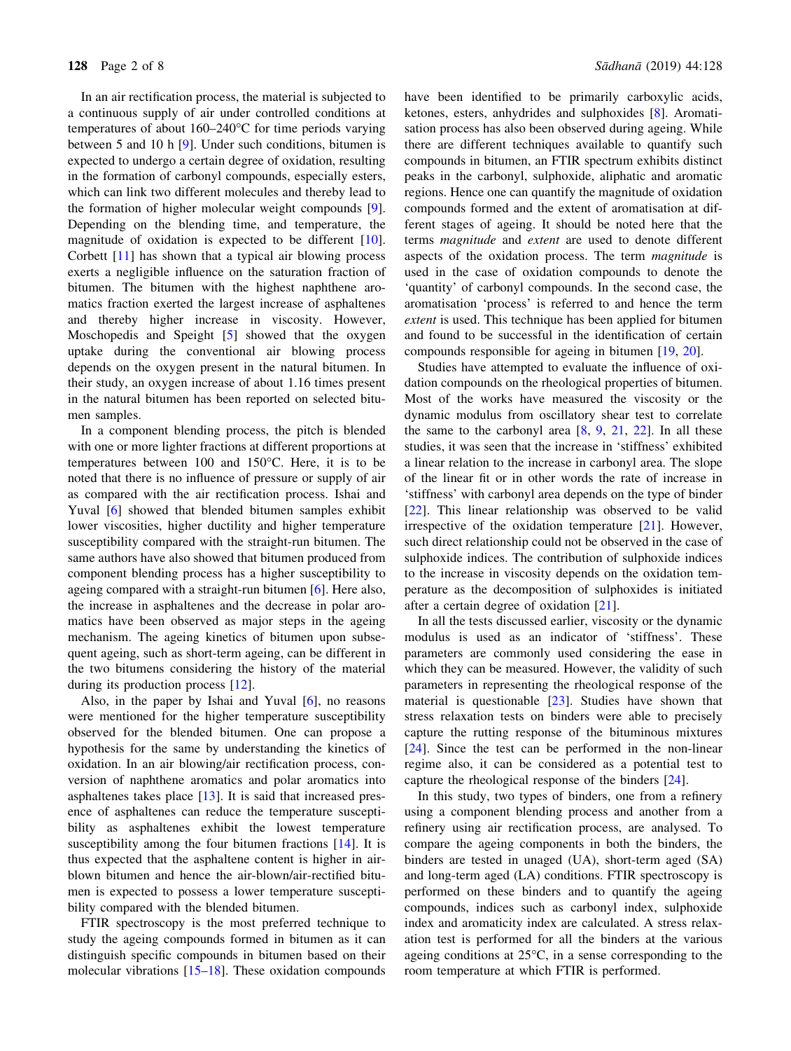In an air rectification process, the material is subjected to a continuous supply of air under controlled conditions at temperatures of about 160–240°C for time periods varying between 5 and 10 h [9]. Under such conditions, bitumen is expected to undergo a certain degree of oxidation, resulting in the formation of carbonyl compounds, especially esters, which can link two different molecules and thereby lead to the formation of higher molecular weight compounds [9]. Depending on the blending time, and temperature, the magnitude of oxidation is expected to be different [10]. Corbett [11] has shown that a typical air blowing process exerts a negligible influence on the saturation fraction of bitumen. The bitumen with the highest naphthene aromatics fraction exerted the largest increase of asphaltenes and thereby higher increase in viscosity. However, Moschopedis and Speight [5] showed that the oxygen uptake during the conventional air blowing process depends on the oxygen present in the natural bitumen. In their study, an oxygen increase of about 1.16 times present in the natural bitumen has been reported on selected bitumen samples.

In a component blending process, the pitch is blended with one or more lighter fractions at different proportions at temperatures between 100 and 150°C. Here, it is to be noted that there is no influence of pressure or supply of air as compared with the air rectification process. Ishai and Yuval [6] showed that blended bitumen samples exhibit lower viscosities, higher ductility and higher temperature susceptibility compared with the straight-run bitumen. The same authors have also showed that bitumen produced from component blending process has a higher susceptibility to ageing compared with a straight-run bitumen [6]. Here also, the increase in asphaltenes and the decrease in polar aromatics have been observed as major steps in the ageing mechanism. The ageing kinetics of bitumen upon subsequent ageing, such as short-term ageing, can be different in the two bitumens considering the history of the material during its production process [12].

Also, in the paper by Ishai and Yuval [6], no reasons were mentioned for the higher temperature susceptibility observed for the blended bitumen. One can propose a hypothesis for the same by understanding the kinetics of oxidation. In an air blowing/air rectification process, conversion of naphthene aromatics and polar aromatics into asphaltenes takes place [13]. It is said that increased presence of asphaltenes can reduce the temperature susceptibility as asphaltenes exhibit the lowest temperature susceptibility among the four bitumen fractions [14]. It is thus expected that the asphaltene content is higher in air-blown bitumen and hence the air-blown/air-rectified bitumen is expected to possess a lower temperature susceptibility compared with the blended bitumen.

FTIR spectroscopy is the most preferred technique to study the ageing compounds formed in bitumen as it can distinguish specific compounds in bitumen based on their molecular vibrations [15–18]. These oxidation compounds have been identified to be primarily carboxylic acids, ketones, esters, anhydrides and sulphoxides [8]. Aromatisation process has also been observed during ageing. While there are different techniques available to quantify such compounds in bitumen, an FTIR spectrum exhibits distinct peaks in the carbonyl, sulphoxide, aliphatic and aromatic regions. Hence one can quantify the magnitude of oxidation compounds formed and the extent of aromatisation at different stages of ageing. It should be noted here that the terms *magnitude* and *extent* are used to denote different aspects of the oxidation process. The term *magnitude* is used in the case of oxidation compounds to denote the 'quantity' of carbonyl compounds. In the second case, the aromatisation 'process' is referred to and hence the term *extent* is used. This technique has been applied for bitumen and found to be successful in the identification of certain compounds responsible for ageing in bitumen [19, 20].

Studies have attempted to evaluate the influence of oxidation compounds on the rheological properties of bitumen. Most of the works have measured the viscosity or the dynamic modulus from oscillatory shear test to correlate the same to the carbonyl area [8, 9, 21, 22]. In all these studies, it was seen that the increase in 'stiffness' exhibited a linear relation to the increase in carbonyl area. The slope of the linear fit or in other words the rate of increase in 'stiffness' with carbonyl area depends on the type of binder [22]. This linear relationship was observed to be valid irrespective of the oxidation temperature [21]. However, such direct relationship could not be observed in the case of sulphoxide indices. The contribution of sulphoxide indices to the increase in viscosity depends on the oxidation temperature as the decomposition of sulphoxides is initiated after a certain degree of oxidation [21].

In all the tests discussed earlier, viscosity or the dynamic modulus is used as an indicator of 'stiffness'. These parameters are commonly used considering the ease in which they can be measured. However, the validity of such parameters in representing the rheological response of the material is questionable [23]. Studies have shown that stress relaxation tests on binders were able to precisely capture the rutting response of the bituminous mixtures [24]. Since the test can be performed in the non-linear regime also, it can be considered as a potential test to capture the rheological response of the binders [24].

In this study, two types of binders, one from a refinery using a component blending process and another from a refinery using air rectification process, are analysed. To compare the ageing components in both the binders, the binders are tested in unaged (UA), short-term aged (SA) and long-term aged (LA) conditions. FTIR spectroscopy is performed on these binders and to quantify the ageing compounds, indices such as carbonyl index, sulphoxide index and aromaticity index are calculated. A stress relaxation test is performed for all the binders at the various ageing conditions at 25°C, in a sense corresponding to the room temperature at which FTIR is performed.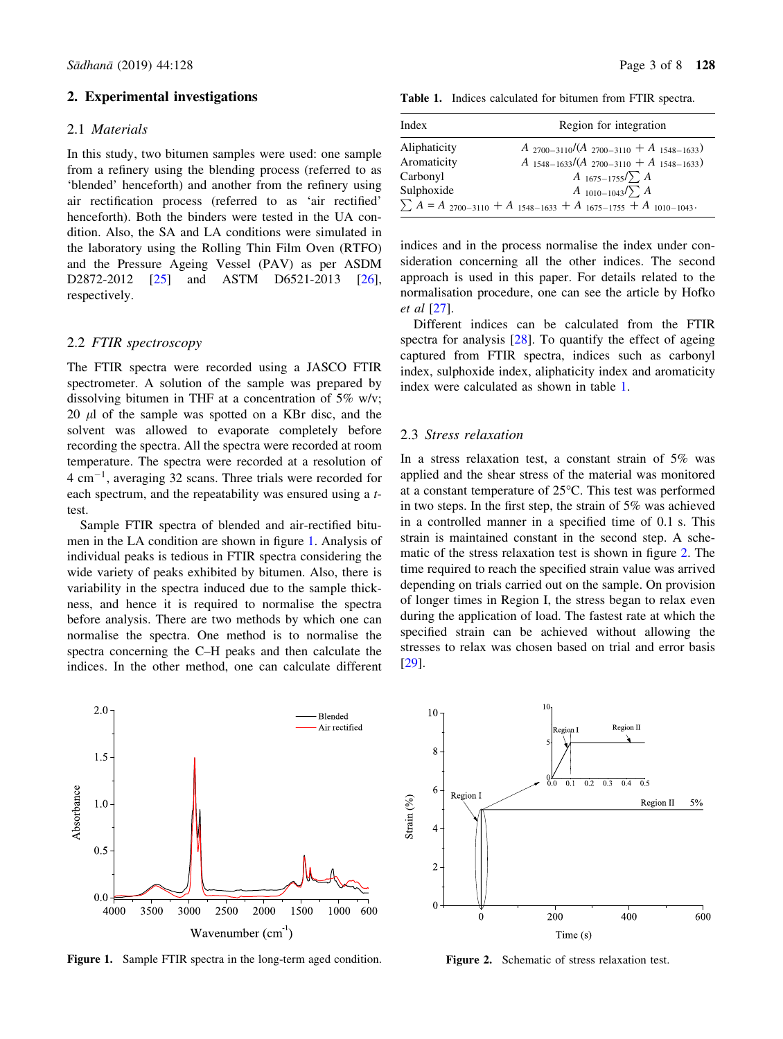## 2. Experimental investigations

### 2.1 *Materials*

In this study, two bitumen samples were used: one sample from a refinery using the blending process (referred to as 'blended' henceforth) and another from the refinery using air rectification process (referred to as 'air rectified' henceforth). Both the binders were tested in the UA condition. Also, the SA and LA conditions were simulated in the laboratory using the Rolling Thin Film Oven (RTFO) and the Pressure Ageing Vessel (PAV) as per ASDM D2872-2012 [25] and ASTM D6521-2013 [26], respectively.

### 2.2 *FTIR spectroscopy*

The FTIR spectra were recorded using a JASCO FTIR spectrometer. A solution of the sample was prepared by dissolving bitumen in THF at a concentration of 5% w/v; 20 $\mu$l of the sample was spotted on a KBr disc, and the solvent was allowed to evaporate completely before recording the spectra. All the spectra were recorded at room temperature. The spectra were recorded at a resolution of 4 $cm^{-1}$, averaging 32 scans. Three trials were recorded for each spectrum, and the repeatability was ensured using a *t*-test.

Sample FTIR spectra of blended and air-rectified bitumen in the LA condition are shown in figure 1. Analysis of individual peaks is tedious in FTIR spectra considering the wide variety of peaks exhibited by bitumen. Also, there is variability in the spectra induced due to the sample thickness, and hence it is required to normalise the spectra before analysis. There are two methods by which one can normalise the spectra. One method is to normalise the spectra concerning the C–H peaks and then calculate the indices. In the other method, one can calculate different indices and in the process normalise the index under consideration concerning all the other indices. The second approach is used in this paper. For details related to the normalisation procedure, one can see the article by Hofko *et al* [27].

Different indices can be calculated from the FTIR spectra for analysis [28]. To quantify the effect of ageing captured from FTIR spectra, indices such as carbonyl index, sulphoxide index, aliphaticity index and aromaticity index were calculated as shown in table 1.

**Table 1.** Indices calculated for bitumen from FTIR spectra.

| Index | Region for integration |
|---|---|
| Aliphaticity | $A_{2700-3110}/(A_{2700-3110} + A_{1548-1633})$ |
| Aromaticity | $A_{1548-1633}/(A_{2700-3110} + A_{1548-1633})$ |
| Carbonyl | $A_{1675-1755}/\sum A$ |
| Sulphoxide | $A_{1010-1043}/\sum A$ |

$\sum A = A_{2700-3110} + A_{1548-1633} + A_{1675-1755} + A_{1010-1043}$.

**Figure 1.** Sample FTIR spectra in the long-term aged condition.

### 2.3 *Stress relaxation*

In a stress relaxation test, a constant strain of 5% was applied and the shear stress of the material was monitored at a constant temperature of 25°C. This test was performed in two steps. In the first step, the strain of 5% was achieved in a controlled manner in a specified time of 0.1 s. This strain is maintained constant in the second step. A schematic of the stress relaxation test is shown in figure 2. The time required to reach the specified strain value was arrived depending on trials carried out on the sample. On provision of longer times in Region I, the stress began to relax even during the application of load. The fastest rate at which the specified strain can be achieved without allowing the stresses to relax was chosen based on trial and error basis [29].

**Figure 2.** Schematic of stress relaxation test.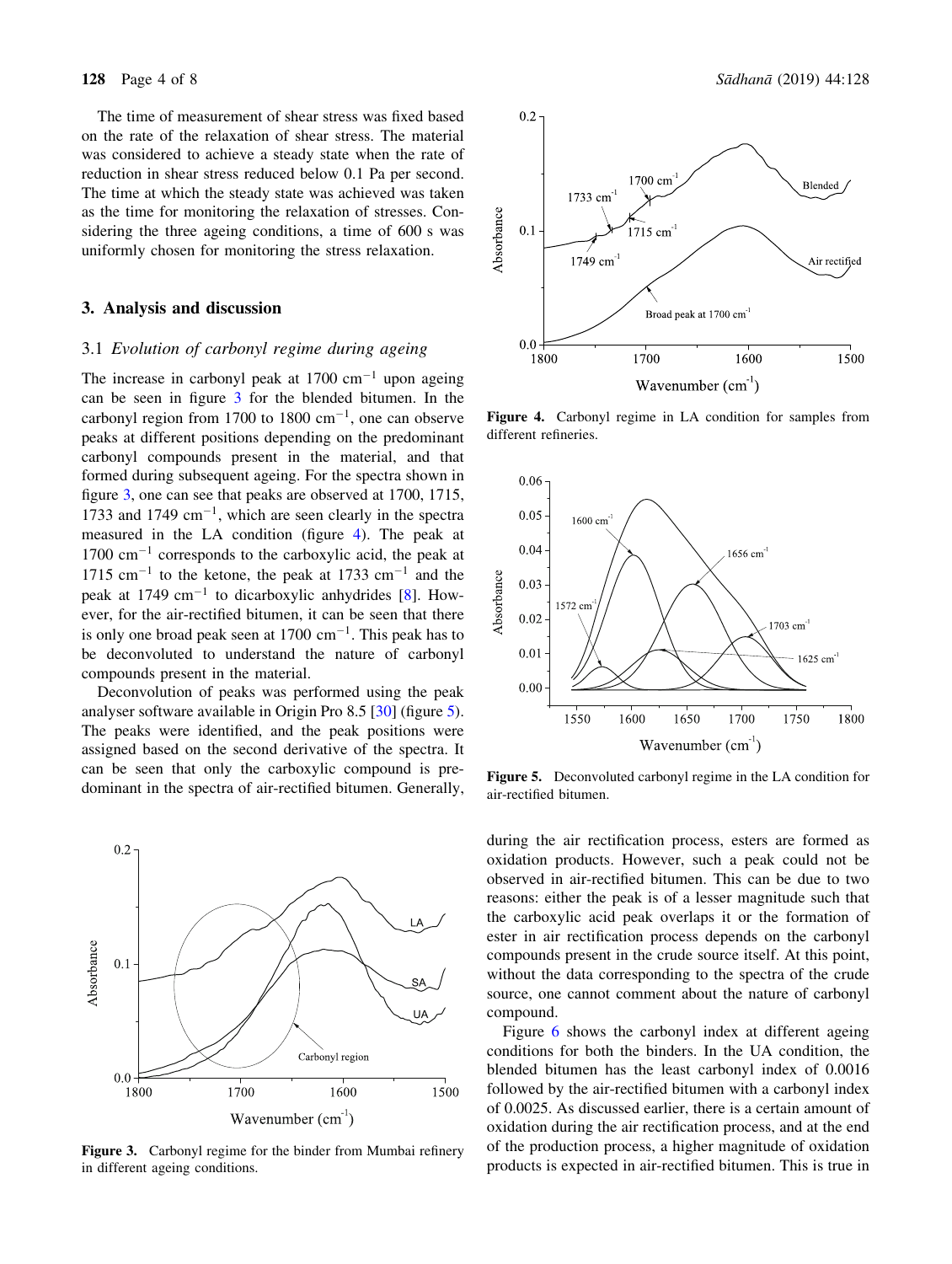The time of measurement of shear stress was fixed based on the rate of the relaxation of shear stress. The material was considered to achieve a steady state when the rate of reduction in shear stress reduced below 0.1 Pa per second. The time at which the steady state was achieved was taken as the time for monitoring the relaxation of stresses. Considering the three ageing conditions, a time of 600 s was uniformly chosen for monitoring the stress relaxation.

## 3. Analysis and discussion

### 3.1 *Evolution of carbonyl regime during ageing*

The increase in carbonyl peak at 1700 $cm^{-1}$ upon ageing can be seen in figure 3 for the blended bitumen. In the carbonyl region from 1700 to 1800 $cm^{-1}$, one can observe peaks at different positions depending on the predominant carbonyl compounds present in the material, and that formed during subsequent ageing. For the spectra shown in figure 3, one can see that peaks are observed at 1700, 1715, 1733 and 1749 $cm^{-1}$, which are seen clearly in the spectra measured in the LA condition (figure 4). The peak at 1700 $cm^{-1}$ corresponds to the carboxylic acid, the peak at 1715 $cm^{-1}$ to the ketone, the peak at 1733 $cm^{-1}$ and the peak at 1749 $cm^{-1}$ to dicarboxylic anhydrides [8]. However, for the air-rectified bitumen, it can be seen that there is only one broad peak seen at 1700 $cm^{-1}$. This peak has to be deconvoluted to understand the nature of carbonyl compounds present in the material.

Deconvolution of peaks was performed using the peak analyser software available in Origin Pro 8.5 [30] (figure 5). The peaks were identified, and the peak positions were assigned based on the second derivative of the spectra. It can be seen that only the carboxylic compound is predominant in the spectra of air-rectified bitumen. Generally,

Figure 3. Carbonyl regime for the binder from Mumbai refinery in different ageing conditions.

Figure 4. Carbonyl regime in LA condition for samples from different refineries.

Figure 5. Deconvoluted carbonyl regime in the LA condition for air-rectified bitumen.

during the air rectification process, esters are formed as oxidation products. However, such a peak could not be observed in air-rectified bitumen. This can be due to two reasons: either the peak is of a lesser magnitude such that the carboxylic acid peak overlaps it or the formation of ester in air rectification process depends on the carbonyl compounds present in the crude source itself. At this point, without the data corresponding to the spectra of the crude source, one cannot comment about the nature of carbonyl compound.

Figure 6 shows the carbonyl index at different ageing conditions for both the binders. In the UA condition, the blended bitumen has the least carbonyl index of 0.0016 followed by the air-rectified bitumen with a carbonyl index of 0.0025. As discussed earlier, there is a certain amount of oxidation during the air rectification process, and at the end of the production process, a higher magnitude of oxidation products is expected in air-rectified bitumen. This is true in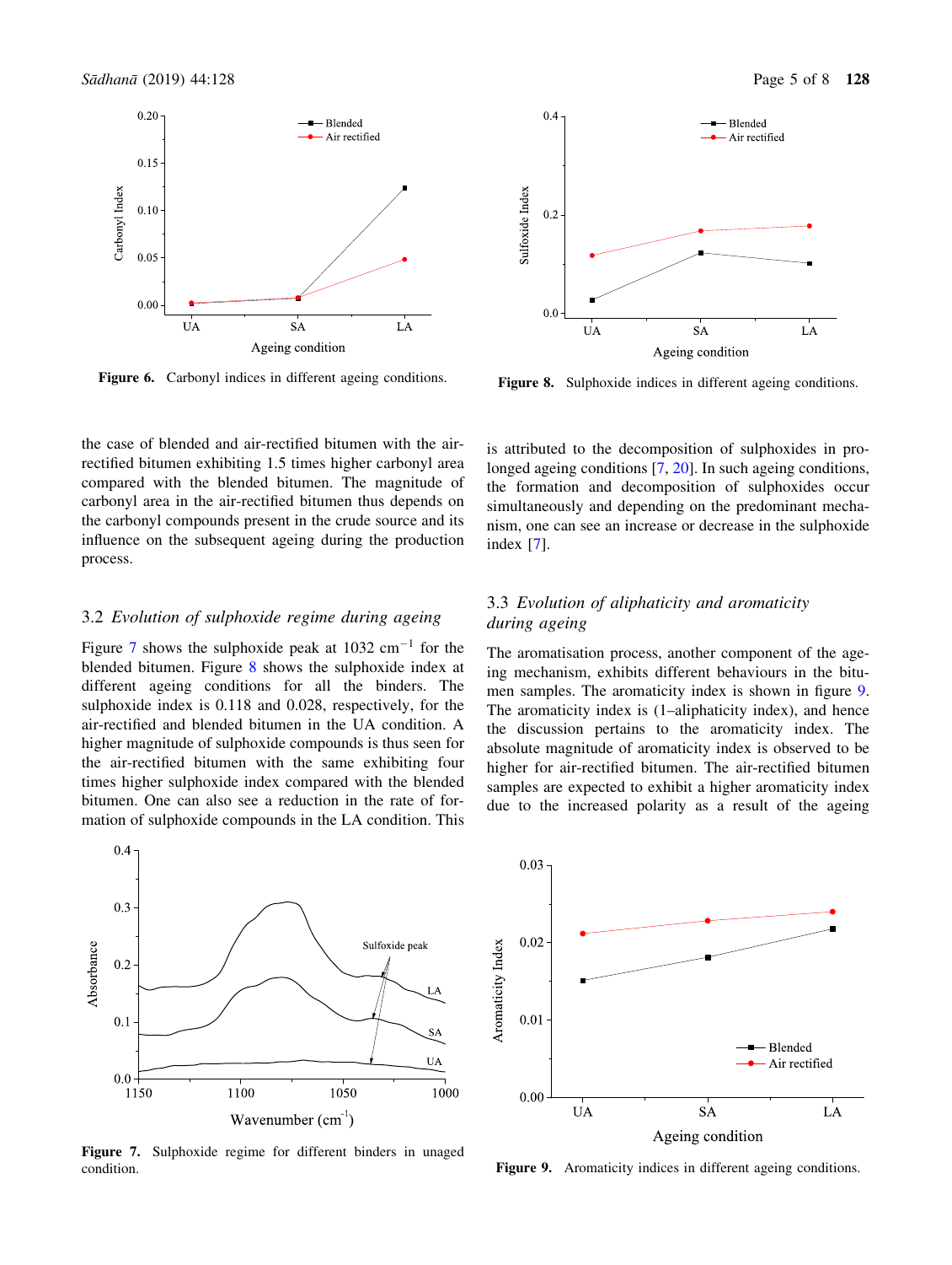Figure 6. Carbonyl indices in different ageing conditions.

Figure 8. Sulphoxide indices in different ageing conditions.

the case of blended and air-rectified bitumen with the air-rectified bitumen exhibiting 1.5 times higher carbonyl area compared with the blended bitumen. The magnitude of carbonyl area in the air-rectified bitumen thus depends on the carbonyl compounds present in the crude source and its influence on the subsequent ageing during the production process.

### 3.2 *Evolution of sulphoxide regime during ageing*

Figure 7 shows the sulphoxide peak at 1032 $cm^{-1}$ for the blended bitumen. Figure 8 shows the sulphoxide index at different ageing conditions for all the binders. The sulphoxide index is 0.118 and 0.028, respectively, for the air-rectified and blended bitumen in the UA condition. A higher magnitude of sulphoxide compounds is thus seen for the air-rectified bitumen with the same exhibiting four times higher sulphoxide index compared with the blended bitumen. One can also see a reduction in the rate of formation of sulphoxide compounds in the LA condition. This is attributed to the decomposition of sulphoxides in prolonged ageing conditions [7, 20]. In such ageing conditions, the formation and decomposition of sulphoxides occur simultaneously and depending on the predominant mechanism, one can see an increase or decrease in the sulphoxide index [7].

### 3.3 *Evolution of aliphaticity and aromaticity during ageing*

The aromatisation process, another component of the ageing mechanism, exhibits different behaviours in the bitumen samples. The aromaticity index is shown in figure 9. The aromaticity index is (1–aliphaticity index), and hence the discussion pertains to the aromaticity index. The absolute magnitude of aromaticity index is observed to be higher for air-rectified bitumen. The air-rectified bitumen samples are expected to exhibit a higher aromaticity index due to the increased polarity as a result of the ageing

Figure 7. Sulphoxide regime for different binders in unaged condition.

Figure 9. Aromaticity indices in different ageing conditions.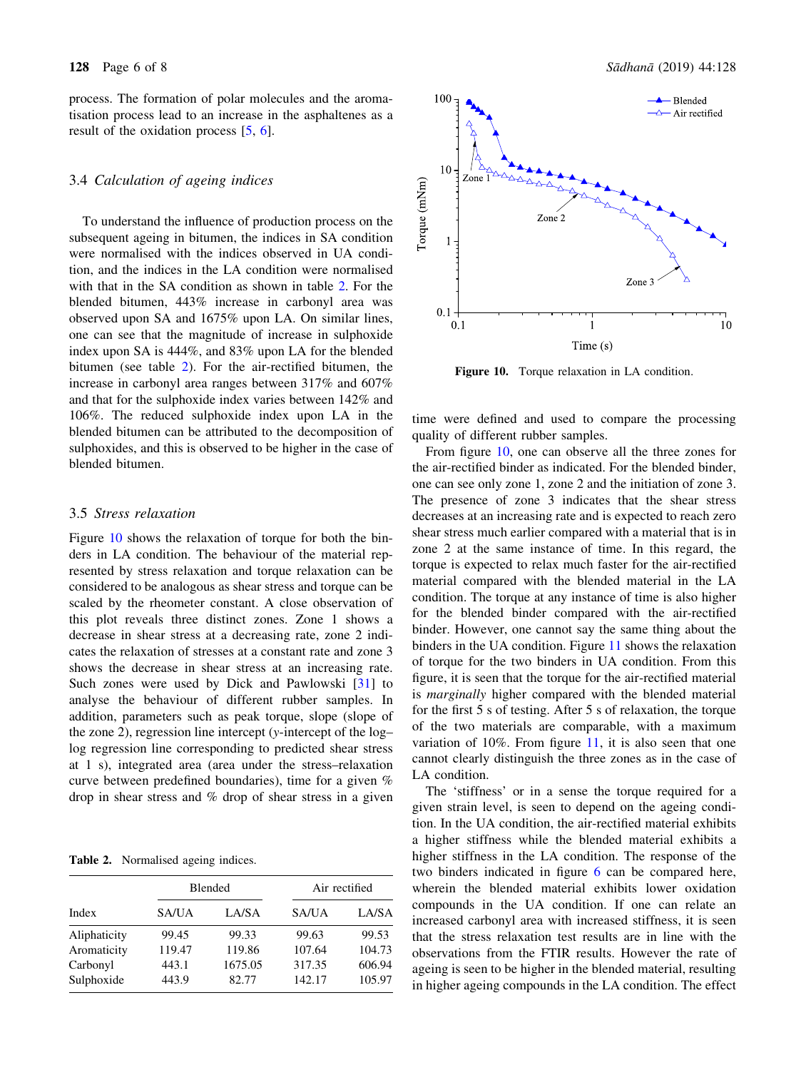process. The formation of polar molecules and the aromatisation process lead to an increase in the asphaltenes as a result of the oxidation process [5, 6].

### 3.4 *Calculation of ageing indices*

To understand the influence of production process on the subsequent ageing in bitumen, the indices in SA condition were normalised with the indices observed in UA condition, and the indices in the LA condition were normalised with that in the SA condition as shown in table 2. For the blended bitumen, 443% increase in carbonyl area was observed upon SA and 1675% upon LA. On similar lines, one can see that the magnitude of increase in sulphoxide index upon SA is 444%, and 83% upon LA for the blended bitumen (see table 2). For the air-rectified bitumen, the increase in carbonyl area ranges between 317% and 607% and that for the sulphoxide index varies between 142% and 106%. The reduced sulphoxide index upon LA in the blended bitumen can be attributed to the decomposition of sulphoxides, and this is observed to be higher in the case of blended bitumen.

### 3.5 *Stress relaxation*

Figure 10 shows the relaxation of torque for both the binders in LA condition. The behaviour of the material represented by stress relaxation and torque relaxation can be considered to be analogous as shear stress and torque can be scaled by the rheometer constant. A close observation of this plot reveals three distinct zones. Zone 1 shows a decrease in shear stress at a decreasing rate, zone 2 indicates the relaxation of stresses at a constant rate and zone 3 shows the decrease in shear stress at an increasing rate. Such zones were used by Dick and Pawlowski [31] to analyse the behaviour of different rubber samples. In addition, parameters such as peak torque, slope (slope of the zone 2), regression line intercept ($y$-intercept of the log–log regression line corresponding to predicted shear stress at 1 s), integrated area (area under the stress–relaxation curve between predefined boundaries), time for a given % drop in shear stress and % drop of shear stress in a given time were defined and used to compare the processing quality of different rubber samples.

**Table 2.** Normalised ageing indices.

| Index | Blended | | Air rectified | |
|---|---|---|---|---|
| | SA/UA | LA/SA | SA/UA | LA/SA |
| Aliphaticity | 99.45 | 99.33 | 99.63 | 99.53 |
| Aromaticity | 119.47 | 119.86 | 107.64 | 104.73 |
| Carbonyl | 443.1 | 1675.05 | 317.35 | 606.94 |
| Sulphoxide | 443.9 | 82.77 | 142.17 | 105.97 |

**Figure 10.** Torque relaxation in LA condition.

From figure 10, one can observe all the three zones for the air-rectified binder as indicated. For the blended binder, one can see only zone 1, zone 2 and the initiation of zone 3. The presence of zone 3 indicates that the shear stress decreases at an increasing rate and is expected to reach zero shear stress much earlier compared with a material that is in zone 2 at the same instance of time. In this regard, the torque is expected to relax much faster for the air-rectified material compared with the blended material in the LA condition. The torque at any instance of time is also higher for the blended binder compared with the air-rectified binder. However, one cannot say the same thing about the binders in the UA condition. Figure 11 shows the relaxation of torque for the two binders in UA condition. From this figure, it is seen that the torque for the air-rectified material is *marginally* higher compared with the blended material for the first 5 s of testing. After 5 s of relaxation, the torque of the two materials are comparable, with a maximum variation of 10%. From figure 11, it is also seen that one cannot clearly distinguish the three zones as in the case of LA condition.

The 'stiffness' or in a sense the torque required for a given strain level, is seen to depend on the ageing condition. In the UA condition, the air-rectified material exhibits a higher stiffness while the blended material exhibits a higher stiffness in the LA condition. The response of the two binders indicated in figure 6 can be compared here, wherein the blended material exhibits lower oxidation compounds in the UA condition. If one can relate an increased carbonyl area with increased stiffness, it is seen that the stress relaxation test results are in line with the observations from the FTIR results. However the rate of ageing is seen to be higher in the blended material, resulting in higher ageing compounds in the LA condition. The effect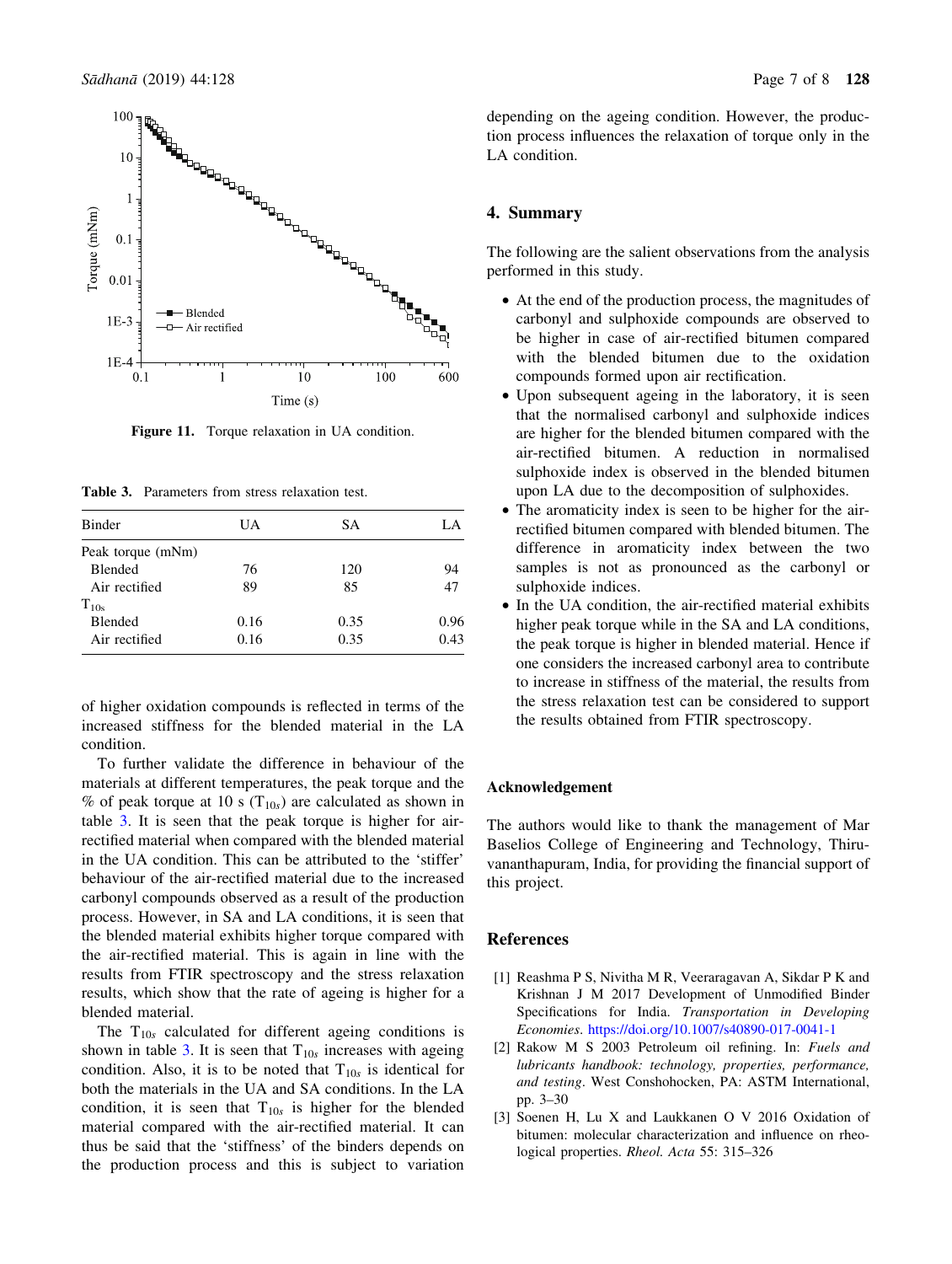Figure 11. Torque relaxation in UA condition.

Table 3. Parameters from stress relaxation test.

| Binder | UA | SA | LA |
|---|---|---|---|
| Peak torque (mNm) | | | |
| Blended | 76 | 120 | 94 |
| Air rectified | 89 | 85 | 47 |
| $T_{10s}$ | | | |
| Blended | 0.16 | 0.35 | 0.96 |
| Air rectified | 0.16 | 0.35 | 0.43 |

of higher oxidation compounds is reflected in terms of the increased stiffness for the blended material in the LA condition.

To further validate the difference in behaviour of the materials at different temperatures, the peak torque and the % of peak torque at 10 s ($T_{10s}$) are calculated as shown in table 3. It is seen that the peak torque is higher for air-rectified material when compared with the blended material in the UA condition. This can be attributed to the 'stiffer' behaviour of the air-rectified material due to the increased carbonyl compounds observed as a result of the production process. However, in SA and LA conditions, it is seen that the blended material exhibits higher torque compared with the air-rectified material. This is again in line with the results from FTIR spectroscopy and the stress relaxation results, which show that the rate of ageing is higher for a blended material.

The $T_{10s}$ calculated for different ageing conditions is shown in table 3. It is seen that $T_{10s}$ increases with ageing condition. Also, it is to be noted that $T_{10s}$ is identical for both the materials in the UA and SA conditions. In the LA condition, it is seen that $T_{10s}$ is higher for the blended material compared with the air-rectified material. It can thus be said that the 'stiffness' of the binders depends on the production process and this is subject to variation depending on the ageing condition. However, the production process influences the relaxation of torque only in the LA condition.

## 4. Summary

The following are the salient observations from the analysis performed in this study.

- At the end of the production process, the magnitudes of carbonyl and sulphoxide compounds are observed to be higher in case of air-rectified bitumen compared with the blended bitumen due to the oxidation compounds formed upon air rectification.
- Upon subsequent ageing in the laboratory, it is seen that the normalised carbonyl and sulphoxide indices are higher for the blended bitumen compared with the air-rectified bitumen. A reduction in normalised sulphoxide index is observed in the blended bitumen upon LA due to the decomposition of sulphoxides.
- The aromaticity index is seen to be higher for the air-rectified bitumen compared with blended bitumen. The difference in aromaticity index between the two samples is not as pronounced as the carbonyl or sulphoxide indices.
- In the UA condition, the air-rectified material exhibits higher peak torque while in the SA and LA conditions, the peak torque is higher in blended material. Hence if one considers the increased carbonyl area to contribute to increase in stiffness of the material, the results from the stress relaxation test can be considered to support the results obtained from FTIR spectroscopy.

## Acknowledgement

The authors would like to thank the management of Mar Baselios College of Engineering and Technology, Thiruvananthapuram, India, for providing the financial support of this project.

## References

[1] Reashma P S, Nivitha M R, Veeraragavan A, Sikdar P K and Krishnan J M 2017 Development of Unmodified Binder Specifications for India. *Transportation in Developing Economies*. https://doi.org/10.1007/s40890-017-0041-1

[2] Rakow M S 2003 Petroleum oil refining. In: *Fuels and lubricants handbook: technology, properties, performance, and testing*. West Conshohocken, PA: ASTM International, pp. 3–30

[3] Soenen H, Lu X and Laukkanen O V 2016 Oxidation of bitumen: molecular characterization and influence on rheological properties. *Rheol. Acta* 55: 315–326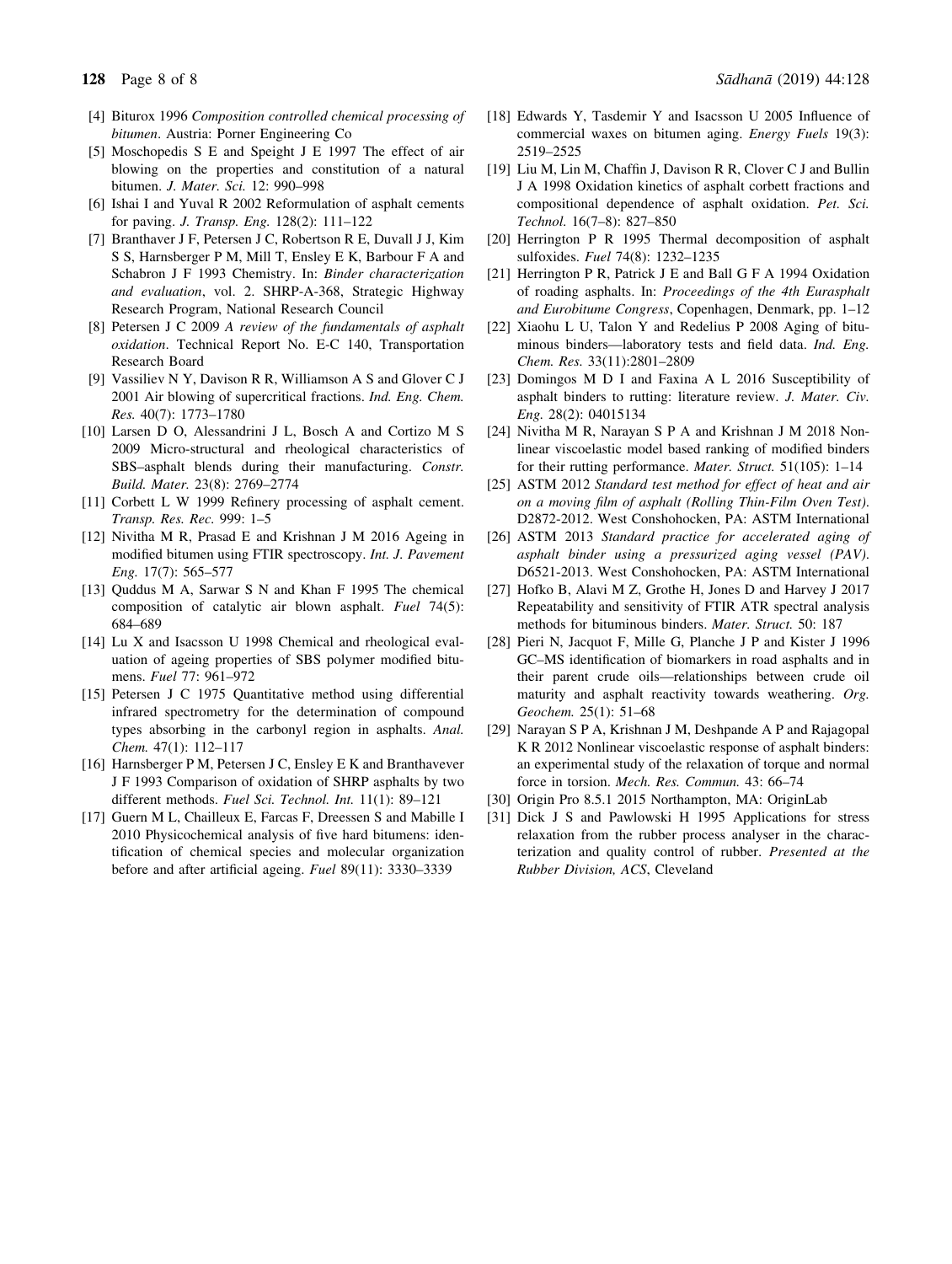[4] Biturox 1996 *Composition controlled chemical processing of bitumen*. Austria: Porner Engineering Co

[5] Moschopedis S E and Speight J E 1997 The effect of air blowing on the properties and constitution of a natural bitumen. *J. Mater. Sci.* 12: 990–998

[6] Ishai I and Yuval R 2002 Reformulation of asphalt cements for paving. *J. Transp. Eng.* 128(2): 111–122

[7] Branthaver J F, Petersen J C, Robertson R E, Duvall J J, Kim S S, Harnsberger P M, Mill T, Ensley E K, Barbour F A and Schabron J F 1993 Chemistry. In: *Binder characterization and evaluation*, vol. 2. SHRP-A-368, Strategic Highway Research Program, National Research Council

[8] Petersen J C 2009 *A review of the fundamentals of asphalt oxidation*. Technical Report No. E-C 140, Transportation Research Board

[9] Vassiliev N Y, Davison R R, Williamson A S and Glover C J 2001 Air blowing of supercritical fractions. *Ind. Eng. Chem. Res.* 40(7): 1773–1780

[10] Larsen D O, Alessandrini J L, Bosch A and Cortizo M S 2009 Micro-structural and rheological characteristics of SBS–asphalt blends during their manufacturing. *Constr. Build. Mater.* 23(8): 2769–2774

[11] Corbett L W 1999 Refinery processing of asphalt cement. *Transp. Res. Rec.* 999: 1–5

[12] Nivitha M R, Prasad E and Krishnan J M 2016 Ageing in modified bitumen using FTIR spectroscopy. *Int. J. Pavement Eng.* 17(7): 565–577

[13] Quddus M A, Sarwar S N and Khan F 1995 The chemical composition of catalytic air blown asphalt. *Fuel* 74(5): 684–689

[14] Lu X and Isacsson U 1998 Chemical and rheological evaluation of ageing properties of SBS polymer modified bitumens. *Fuel* 77: 961–972

[15] Petersen J C 1975 Quantitative method using differential infrared spectrometry for the determination of compound types absorbing in the carbonyl region in asphalts. *Anal. Chem.* 47(1): 112–117

[16] Harnsberger P M, Petersen J C, Ensley E K and Branthavever J F 1993 Comparison of oxidation of SHRP asphalts by two different methods. *Fuel Sci. Technol. Int.* 11(1): 89–121

[17] Guern M L, Chailleux E, Farcas F, Dreessen S and Mabille I 2010 Physicochemical analysis of five hard bitumens: identification of chemical species and molecular organization before and after artificial ageing. *Fuel* 89(11): 3330–3339

[18] Edwards Y, Tasdemir Y and Isacsson U 2005 Influence of commercial waxes on bitumen aging. *Energy Fuels* 19(3): 2519–2525

[19] Liu M, Lin M, Chaffin J, Davison R R, Clover C J and Bullin J A 1998 Oxidation kinetics of asphalt corbett fractions and compositional dependence of asphalt oxidation. *Pet. Sci. Technol.* 16(7–8): 827–850

[20] Herrington P R 1995 Thermal decomposition of asphalt sulfoxides. *Fuel* 74(8): 1232–1235

[21] Herrington P R, Patrick J E and Ball G F A 1994 Oxidation of roading asphalts. In: *Proceedings of the 4th Eurasphalt and Eurobitume Congress*, Copenhagen, Denmark, pp. 1–12

[22] Xiaohu L U, Talon Y and Redelius P 2008 Aging of bituminous binders—laboratory tests and field data. *Ind. Eng. Chem. Res.* 33(11):2801–2809

[23] Domingos M D I and Faxina A L 2016 Susceptibility of asphalt binders to rutting: literature review. *J. Mater. Civ. Eng.* 28(2): 04015134

[24] Nivitha M R, Narayan S P A and Krishnan J M 2018 Nonlinear viscoelastic model based ranking of modified binders for their rutting performance. *Mater. Struct.* 51(105): 1–14

[25] ASTM 2012 *Standard test method for effect of heat and air on a moving film of asphalt (Rolling Thin-Film Oven Test)*. D2872-2012. West Conshohocken, PA: ASTM International

[26] ASTM 2013 *Standard practice for accelerated aging of asphalt binder using a pressurized aging vessel (PAV)*. D6521-2013. West Conshohocken, PA: ASTM International

[27] Hofko B, Alavi M Z, Grothe H, Jones D and Harvey J 2017 Repeatability and sensitivity of FTIR ATR spectral analysis methods for bituminous binders. *Mater. Struct.* 50: 187

[28] Pieri N, Jacquot F, Mille G, Planche J P and Kister J 1996 GC–MS identification of biomarkers in road asphalts and in their parent crude oils—relationships between crude oil maturity and asphalt reactivity towards weathering. *Org. Geochem.* 25(1): 51–68

[29] Narayan S P A, Krishnan J M, Deshpande A P and Rajagopal K R 2012 Nonlinear viscoelastic response of asphalt binders: an experimental study of the relaxation of torque and normal force in torsion. *Mech. Res. Commun.* 43: 66–74

[30] Origin Pro 8.5.1 2015 Northampton, MA: OriginLab

[31] Dick J S and Pawlowski H 1995 Applications for stress relaxation from the rubber process analyser in the characterization and quality control of rubber. *Presented at the Rubber Division, ACS*, Cleveland